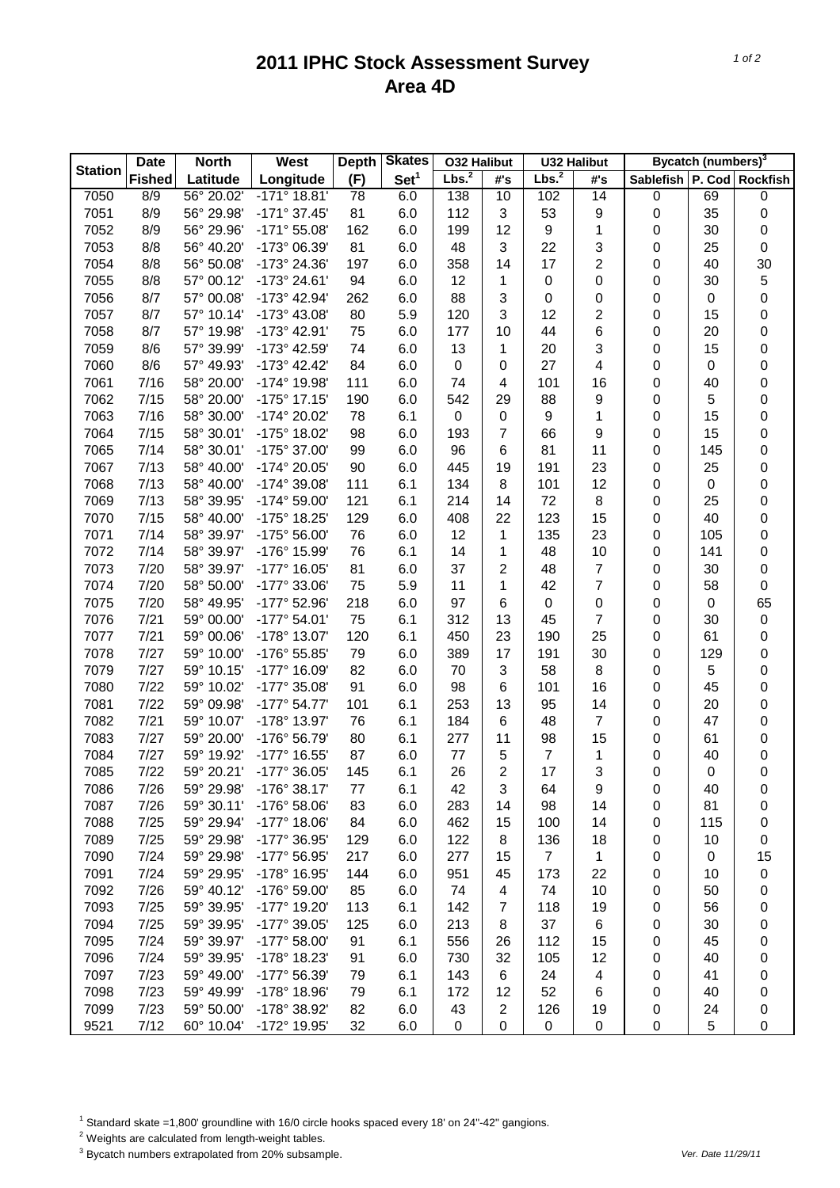# 2011 IPHC Stock Assessment Survey
## Area 4D

| Station | Date Fished | North Latitude | West Longitude | Depth (F) | Skates Set[1] | O32 Halibut Lbs.[2] | O32 Halibut #'s | U32 Halibut Lbs.[2] | U32 Halibut #'s | Bycatch (numbers)[3] Sablefish | P. Cod | Rockfish |
|---|---|---|---|---|---|---|---|---|---|---|---|---|
| 7050 | 8/9 | 56° 20.02' | -171° 18.81' | 78 | 6.0 | 138 | 10 | 102 | 14 | 0 | 69 | 0 |
| 7051 | 8/9 | 56° 29.98' | -171° 37.45' | 81 | 6.0 | 112 | 3 | 53 | 9 | 0 | 35 | 0 |
| 7052 | 8/9 | 56° 29.96' | -171° 55.08' | 162 | 6.0 | 199 | 12 | 9 | 1 | 0 | 30 | 0 |
| 7053 | 8/8 | 56° 40.20' | -173° 06.39' | 81 | 6.0 | 48 | 3 | 22 | 3 | 0 | 25 | 0 |
| 7054 | 8/8 | 56° 50.08' | -173° 24.36' | 197 | 6.0 | 358 | 14 | 17 | 2 | 0 | 40 | 30 |
| 7055 | 8/8 | 57° 00.12' | -173° 24.61' | 94 | 6.0 | 12 | 1 | 0 | 0 | 0 | 30 | 5 |
| 7056 | 8/7 | 57° 00.08' | -173° 42.94' | 262 | 6.0 | 88 | 3 | 0 | 0 | 0 | 0 | 0 |
| 7057 | 8/7 | 57° 10.14' | -173° 43.08' | 80 | 5.9 | 120 | 3 | 12 | 2 | 0 | 15 | 0 |
| 7058 | 8/7 | 57° 19.98' | -173° 42.91' | 75 | 6.0 | 177 | 10 | 44 | 6 | 0 | 20 | 0 |
| 7059 | 8/6 | 57° 39.99' | -173° 42.59' | 74 | 6.0 | 13 | 1 | 20 | 3 | 0 | 15 | 0 |
| 7060 | 8/6 | 57° 49.93' | -173° 42.42' | 84 | 6.0 | 0 | 0 | 27 | 4 | 0 | 0 | 0 |
| 7061 | 7/16 | 58° 20.00' | -174° 19.98' | 111 | 6.0 | 74 | 4 | 101 | 16 | 0 | 40 | 0 |
| 7062 | 7/15 | 58° 20.00' | -175° 17.15' | 190 | 6.0 | 542 | 29 | 88 | 9 | 0 | 5 | 0 |
| 7063 | 7/16 | 58° 30.00' | -174° 20.02' | 78 | 6.1 | 0 | 0 | 9 | 1 | 0 | 15 | 0 |
| 7064 | 7/15 | 58° 30.01' | -175° 18.02' | 98 | 6.0 | 193 | 7 | 66 | 9 | 0 | 15 | 0 |
| 7065 | 7/14 | 58° 30.01' | -175° 37.00' | 99 | 6.0 | 96 | 6 | 81 | 11 | 0 | 145 | 0 |
| 7067 | 7/13 | 58° 40.00' | -174° 20.05' | 90 | 6.0 | 445 | 19 | 191 | 23 | 0 | 25 | 0 |
| 7068 | 7/13 | 58° 40.00' | -174° 39.08' | 111 | 6.1 | 134 | 8 | 101 | 12 | 0 | 0 | 0 |
| 7069 | 7/13 | 58° 39.95' | -174° 59.00' | 121 | 6.1 | 214 | 14 | 72 | 8 | 0 | 25 | 0 |
| 7070 | 7/15 | 58° 40.00' | -175° 18.25' | 129 | 6.0 | 408 | 22 | 123 | 15 | 0 | 40 | 0 |
| 7071 | 7/14 | 58° 39.97' | -175° 56.00' | 76 | 6.0 | 12 | 1 | 135 | 23 | 0 | 105 | 0 |
| 7072 | 7/14 | 58° 39.97' | -176° 15.99' | 76 | 6.1 | 14 | 1 | 48 | 10 | 0 | 141 | 0 |
| 7073 | 7/20 | 58° 39.97' | -177° 16.05' | 81 | 6.0 | 37 | 2 | 48 | 7 | 0 | 30 | 0 |
| 7074 | 7/20 | 58° 50.00' | -177° 33.06' | 75 | 5.9 | 11 | 1 | 42 | 7 | 0 | 58 | 0 |
| 7075 | 7/20 | 58° 49.95' | -177° 52.96' | 218 | 6.0 | 97 | 6 | 0 | 0 | 0 | 0 | 65 |
| 7076 | 7/21 | 59° 00.00' | -177° 54.01' | 75 | 6.1 | 312 | 13 | 45 | 7 | 0 | 30 | 0 |
| 7077 | 7/21 | 59° 00.06' | -178° 13.07' | 120 | 6.1 | 450 | 23 | 190 | 25 | 0 | 61 | 0 |
| 7078 | 7/27 | 59° 10.00' | -176° 55.85' | 79 | 6.0 | 389 | 17 | 191 | 30 | 0 | 129 | 0 |
| 7079 | 7/27 | 59° 10.15' | -177° 16.09' | 82 | 6.0 | 70 | 3 | 58 | 8 | 0 | 5 | 0 |
| 7080 | 7/22 | 59° 10.02' | -177° 35.08' | 91 | 6.0 | 98 | 6 | 101 | 16 | 0 | 45 | 0 |
| 7081 | 7/22 | 59° 09.98' | -177° 54.77' | 101 | 6.1 | 253 | 13 | 95 | 14 | 0 | 20 | 0 |
| 7082 | 7/21 | 59° 10.07' | -178° 13.97' | 76 | 6.1 | 184 | 6 | 48 | 7 | 0 | 47 | 0 |
| 7083 | 7/27 | 59° 20.00' | -176° 56.79' | 80 | 6.1 | 277 | 11 | 98 | 15 | 0 | 61 | 0 |
| 7084 | 7/27 | 59° 19.92' | -177° 16.55' | 87 | 6.0 | 77 | 5 | 7 | 1 | 0 | 40 | 0 |
| 7085 | 7/22 | 59° 20.21' | -177° 36.05' | 145 | 6.1 | 26 | 2 | 17 | 3 | 0 | 0 | 0 |
| 7086 | 7/26 | 59° 29.98' | -176° 38.17' | 77 | 6.1 | 42 | 3 | 64 | 9 | 0 | 40 | 0 |
| 7087 | 7/26 | 59° 30.11' | -176° 58.06' | 83 | 6.0 | 283 | 14 | 98 | 14 | 0 | 81 | 0 |
| 7088 | 7/25 | 59° 29.94' | -177° 18.06' | 84 | 6.0 | 462 | 15 | 100 | 14 | 0 | 115 | 0 |
| 7089 | 7/25 | 59° 29.98' | -177° 36.95' | 129 | 6.0 | 122 | 8 | 136 | 18 | 0 | 10 | 0 |
| 7090 | 7/24 | 59° 29.98' | -177° 56.95' | 217 | 6.0 | 277 | 15 | 7 | 1 | 0 | 0 | 15 |
| 7091 | 7/24 | 59° 29.95' | -178° 16.95' | 144 | 6.0 | 951 | 45 | 173 | 22 | 0 | 10 | 0 |
| 7092 | 7/26 | 59° 40.12' | -176° 59.00' | 85 | 6.0 | 74 | 4 | 74 | 10 | 0 | 50 | 0 |
| 7093 | 7/25 | 59° 39.95' | -177° 19.20' | 113 | 6.1 | 142 | 7 | 118 | 19 | 0 | 56 | 0 |
| 7094 | 7/25 | 59° 39.95' | -177° 39.05' | 125 | 6.0 | 213 | 8 | 37 | 6 | 0 | 30 | 0 |
| 7095 | 7/24 | 59° 39.97' | -177° 58.00' | 91 | 6.1 | 556 | 26 | 112 | 15 | 0 | 45 | 0 |
| 7096 | 7/24 | 59° 39.95' | -178° 18.23' | 91 | 6.0 | 730 | 32 | 105 | 12 | 0 | 40 | 0 |
| 7097 | 7/23 | 59° 49.00' | -177° 56.39' | 79 | 6.1 | 143 | 6 | 24 | 4 | 0 | 41 | 0 |
| 7098 | 7/23 | 59° 49.99' | -178° 18.96' | 79 | 6.1 | 172 | 12 | 52 | 6 | 0 | 40 | 0 |
| 7099 | 7/23 | 59° 50.00' | -178° 38.92' | 82 | 6.0 | 43 | 2 | 126 | 19 | 0 | 24 | 0 |
| 9521 | 7/12 | 60° 10.04' | -172° 19.95' | 32 | 6.0 | 0 | 0 | 0 | 0 | 0 | 5 | 0 |

[1] Standard skate =1,800' groundline with 16/0 circle hooks spaced every 18' on 24"-42" gangions.

[2] Weights are calculated from length-weight tables.

[3] Bycatch numbers extrapolated from 20% subsample.

Ver. Date 11/29/11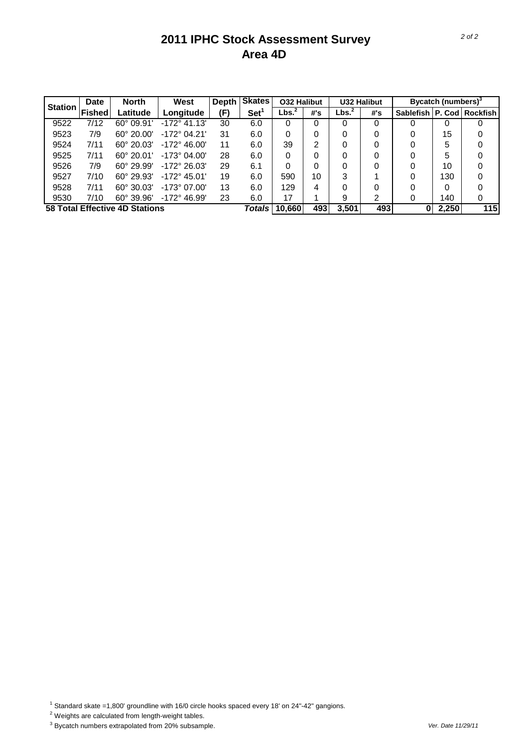# 2011 IPHC Stock Assessment Survey
## Area 4D

| Station | Date Fished | North Latitude | West Longitude | Depth (F) | Skates Set[1] | O32 Halibut | | U32 Halibut | | Bycatch (numbers)[3] | | |
|---|---|---|---|---|---|---|---|---|---|---|---|---|
| | | | | | | Lbs.[2] | #'s | Lbs.[2] | #'s | Sablefish | P. Cod | Rockfish |
| 9522 | 7/12 | 60° 09.91' | -172° 41.13' | 30 | 6.0 | 0 | 0 | 0 | 0 | 0 | 0 | 0 |
| 9523 | 7/9 | 60° 20.00' | -172° 04.21' | 31 | 6.0 | 0 | 0 | 0 | 0 | 0 | 15 | 0 |
| 9524 | 7/11 | 60° 20.03' | -172° 46.00' | 11 | 6.0 | 39 | 2 | 0 | 0 | 0 | 5 | 0 |
| 9525 | 7/11 | 60° 20.01' | -173° 04.00' | 28 | 6.0 | 0 | 0 | 0 | 0 | 0 | 5 | 0 |
| 9526 | 7/9 | 60° 29.99' | -172° 26.03' | 29 | 6.1 | 0 | 0 | 0 | 0 | 0 | 10 | 0 |
| 9527 | 7/10 | 60° 29.93' | -172° 45.01' | 19 | 6.0 | 590 | 10 | 3 | 1 | 0 | 130 | 0 |
| 9528 | 7/11 | 60° 30.03' | -173° 07.00' | 13 | 6.0 | 129 | 4 | 0 | 0 | 0 | 0 | 0 |
| 9530 | 7/10 | 60° 39.96' | -172° 46.99' | 23 | 6.0 | 17 | 1 | 9 | 2 | 0 | 140 | 0 |
| **58 Total Effective 4D Stations** | | | | | ***Totals*** | **10,660** | **493** | **3,501** | **493** | **0** | **2,250** | **115** |

[1] Standard skate =1,800' groundline with 16/0 circle hooks spaced every 18' on 24"-42" gangions.

[2] Weights are calculated from length-weight tables.

[3] Bycatch numbers extrapolated from 20% subsample.

*Ver. Date 11/29/11*